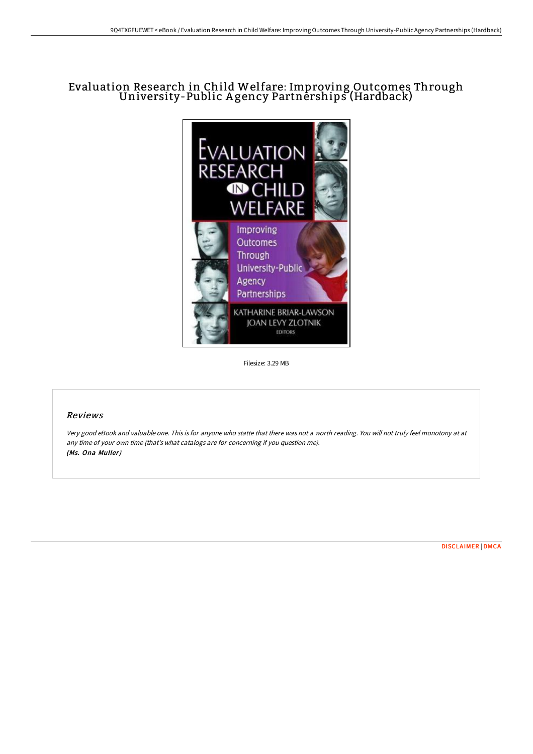# Evaluation Research in Child Welfare: Improving Outcomes Through University-Public Agency Partnerships (Hardback)

Filesize: 3.29 MB

## Reviews

*Very good eBook and valuable one. This is for anyone who statte that there was not a worth reading. You will not truly feel monotony at at any time of your own time (that's what catalogs are for concerning if you question me).*
***(Ms. Ona Muller)***

DISCLAIMER | DMCA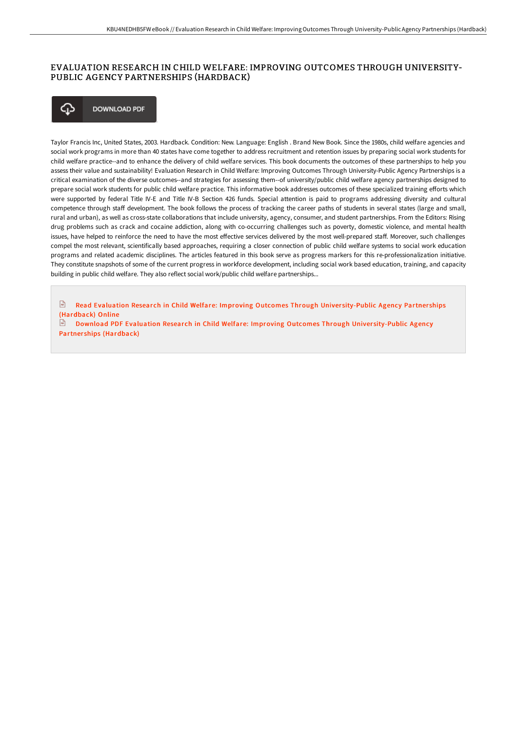# EVALUATION RESEARCH IN CHILD WELFARE: IMPROVING OUTCOMES THROUGH UNIVERSITY-PUBLIC AGENCY PARTNERSHIPS (HARDBACK)

DOWNLOAD PDF

Taylor Francis Inc, United States, 2003. Hardback. Condition: New. Language: English . Brand New Book. Since the 1980s, child welfare agencies and social work programs in more than 40 states have come together to address recruitment and retention issues by preparing social work students for child welfare practice--and to enhance the delivery of child welfare services. This book documents the outcomes of these partnerships to help you assess their value and sustainability! Evaluation Research in Child Welfare: Improving Outcomes Through University-Public Agency Partnerships is a critical examination of the diverse outcomes--and strategies for assessing them--of university/public child welfare agency partnerships designed to prepare social work students for public child welfare practice. This informative book addresses outcomes of these specialized training efforts which were supported by federal Title IV-E and Title IV-B Section 426 funds. Special attention is paid to programs addressing diversity and cultural competence through staff development. The book follows the process of tracking the career paths of students in several states (large and small, rural and urban), as well as cross-state collaborations that include university, agency, consumer, and student partnerships. From the Editors: Rising drug problems such as crack and cocaine addiction, along with co-occurring challenges such as poverty, domestic violence, and mental health issues, have helped to reinforce the need to have the most effective services delivered by the most well-prepared staff. Moreover, such challenges compel the most relevant, scientifically based approaches, requiring a closer connection of public child welfare systems to social work education programs and related academic disciplines. The articles featured in this book serve as progress markers for this re-professionalization initiative. They constitute snapshots of some of the current progress in workforce development, including social work based education, training, and capacity building in public child welfare. They also reflect social work/public child welfare partnerships...

Read Evaluation Research in Child Welfare: Improving Outcomes Through University-Public Agency Partnerships (Hardback) Online

Download PDF Evaluation Research in Child Welfare: Improving Outcomes Through University-Public Agency Partnerships (Hardback)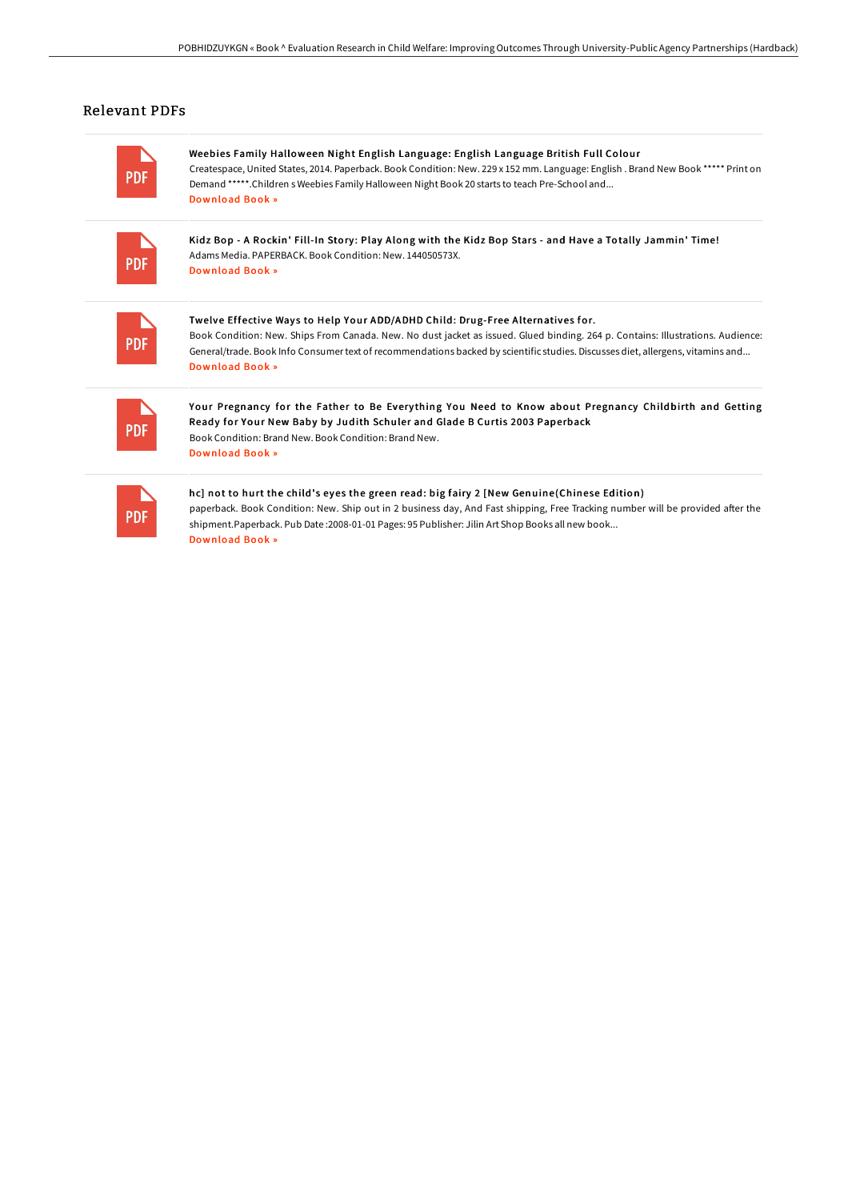## Relevant PDFs

PDF

**Weebies Family Halloween Night English Language: English Language British Full Colour**
Createspace, United States, 2014. Paperback. Book Condition: New. 229 x 152 mm. Language: English . Brand New Book ***** Print on Demand *****.Children s Weebies Family Halloween Night Book 20 starts to teach Pre-School and...
Download Book »

PDF

**Kidz Bop - A Rockin' Fill-In Story: Play Along with the Kidz Bop Stars - and Have a Totally Jammin' Time!**
Adams Media. PAPERBACK. Book Condition: New. 144050573X.
Download Book »

PDF

**Twelve Effective Ways to Help Your ADD/ADHD Child: Drug-Free Alternatives for.**
Book Condition: New. Ships From Canada. New. No dust jacket as issued. Glued binding. 264 p. Contains: Illustrations. Audience: General/trade. Book Info Consumer text of recommendations backed by scientific studies. Discusses diet, allergens, vitamins and...
Download Book »

PDF

**Your Pregnancy for the Father to Be Everything You Need to Know about Pregnancy Childbirth and Getting Ready for Your New Baby by Judith Schuler and Glade B Curtis 2003 Paperback**
Book Condition: Brand New. Book Condition: Brand New.
Download Book »

PDF

**hc] not to hurt the child's eyes the green read: big fairy 2 [New Genuine(Chinese Edition)**
paperback. Book Condition: New. Ship out in 2 business day, And Fast shipping, Free Tracking number will be provided after the shipment.Paperback. Pub Date :2008-01-01 Pages: 95 Publisher: Jilin Art Shop Books all new book...
Download Book »